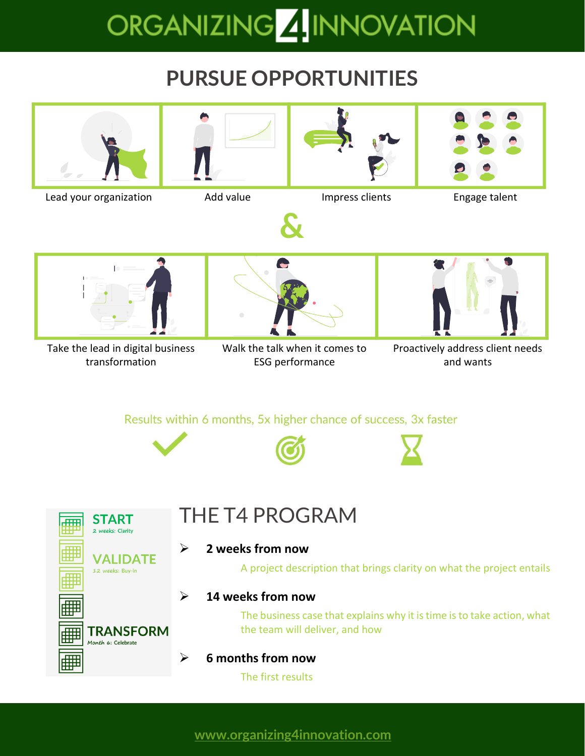# ORGANIZING4INNOVATION

## PURSUE OPPORTUNITIES

Lead your organization

Add value

Impress clients

Engage talent

&

Take the lead in digital business transformation

Walk the talk when it comes to ESG performance

Proactively address client needs and wants

Results within 6 months, 5x higher chance of success, 3x faster

**START**
*2 weeks: Clarity*

**VALIDATE**
*12 weeks: Buy-in*

**TRANSFORM**
*Month 6: Celebrate*

## THE T4 PROGRAM

- **2 weeks from now**

  A project description that brings clarity on what the project entails

- **14 weeks from now**

  The business case that explains why it is time is to take action, what the team will deliver, and how

- **6 months from now**

  The first results

www.organizing4innovation.com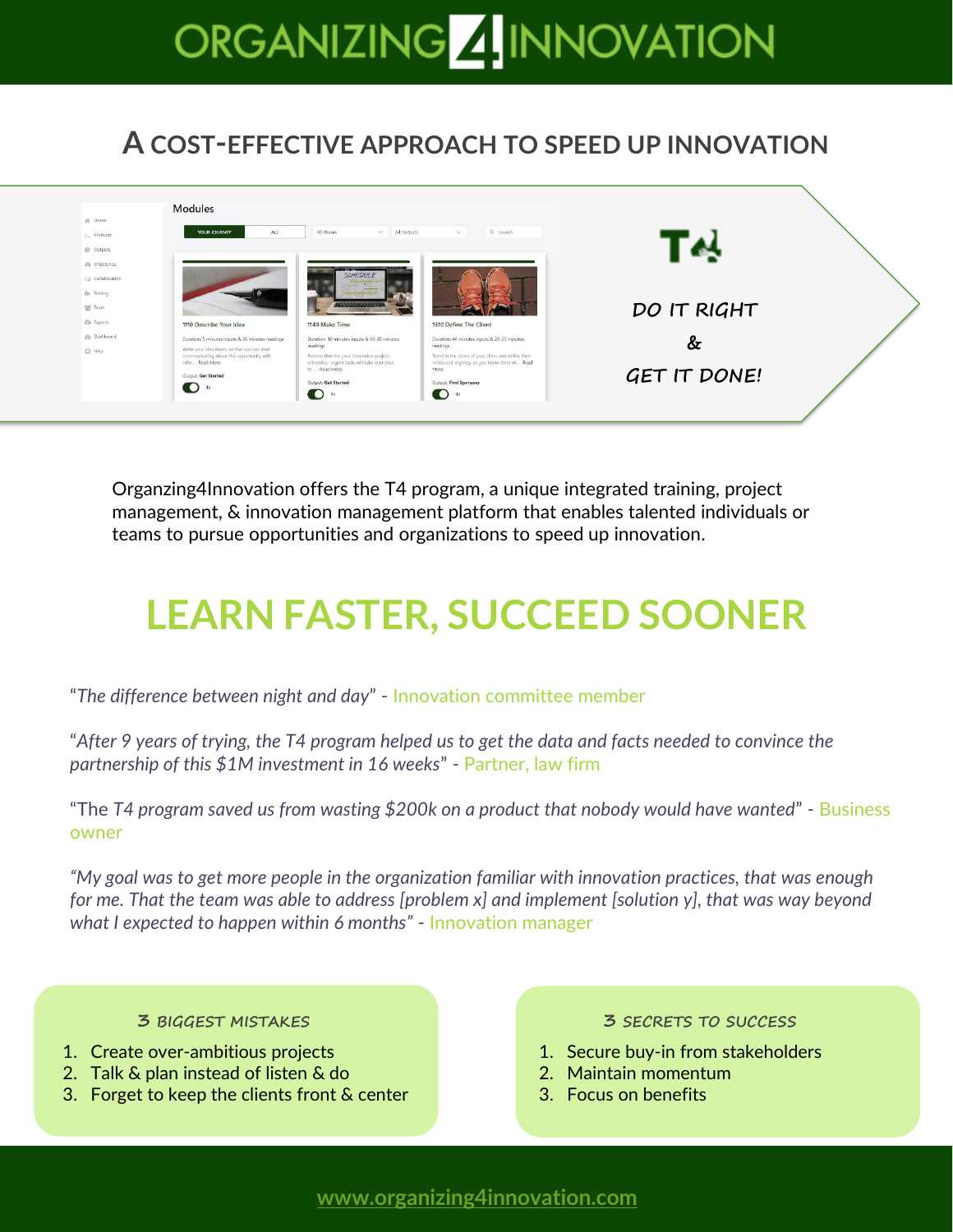# ORGANIZING4INNOVATION

## A COST-EFFECTIVE APPROACH TO SPEED UP INNOVATION

T4

DO IT RIGHT

&

GET IT DONE!

Organzing4Innovation offers the T4 program, a unique integrated training, project management, & innovation management platform that enables talented individuals or teams to pursue opportunities and organizations to speed up innovation.

# LEARN FASTER, SUCCEED SOONER

"*The difference between night and day*" - Innovation committee member

"*After 9 years of trying, the T4 program helped us to get the data and facts needed to convince the partnership of this $1M investment in 16 weeks*" - Partner, law firm

"The *T4 program saved us from wasting $200k on a product that nobody would have wanted*" - Business owner

*"My goal was to get more people in the organization familiar with innovation practices, that was enough for me. That the team was able to address [problem x] and implement [solution y], that was way beyond what I expected to happen within 6 months"* - Innovation manager

### 3 BIGGEST MISTAKES

1. Create over-ambitious projects
2. Talk & plan instead of listen & do
3. Forget to keep the clients front & center

### 3 SECRETS TO SUCCESS

1. Secure buy-in from stakeholders
2. Maintain momentum
3. Focus on benefits

www.organizing4innovation.com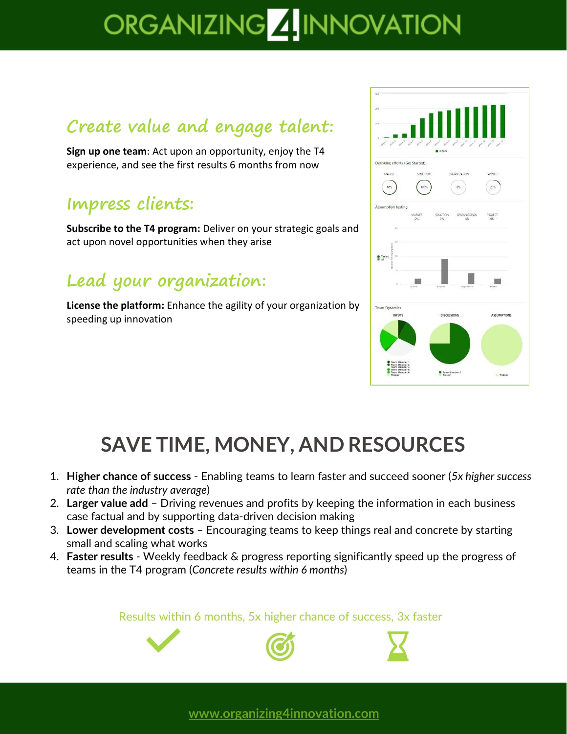# ORGANIZING 4 INNOVATION

## Create value and engage talent:

**Sign up one team**: Act upon an opportunity, enjoy the T4 experience, and see the first results 6 months from now

## Impress clients:

**Subscribe to the T4 program:** Deliver on your strategic goals and act upon novel opportunities when they arise

## Lead your organization:

**License the platform:** Enhance the agility of your organization by speeding up innovation

# SAVE TIME, MONEY, AND RESOURCES

1. **Higher chance of success** - Enabling teams to learn faster and succeed sooner (*5x higher success rate than the industry average*)
2. **Larger value add** – Driving revenues and profits by keeping the information in each business case factual and by supporting data-driven decision making
3. **Lower development costs** – Encouraging teams to keep things real and concrete by starting small and scaling what works
4. **Faster results** - Weekly feedback & progress reporting significantly speed up the progress of teams in the T4 program (*Concrete results within 6 months*)

Results within 6 months, 5x higher chance of success, 3x faster

www.organizing4innovation.com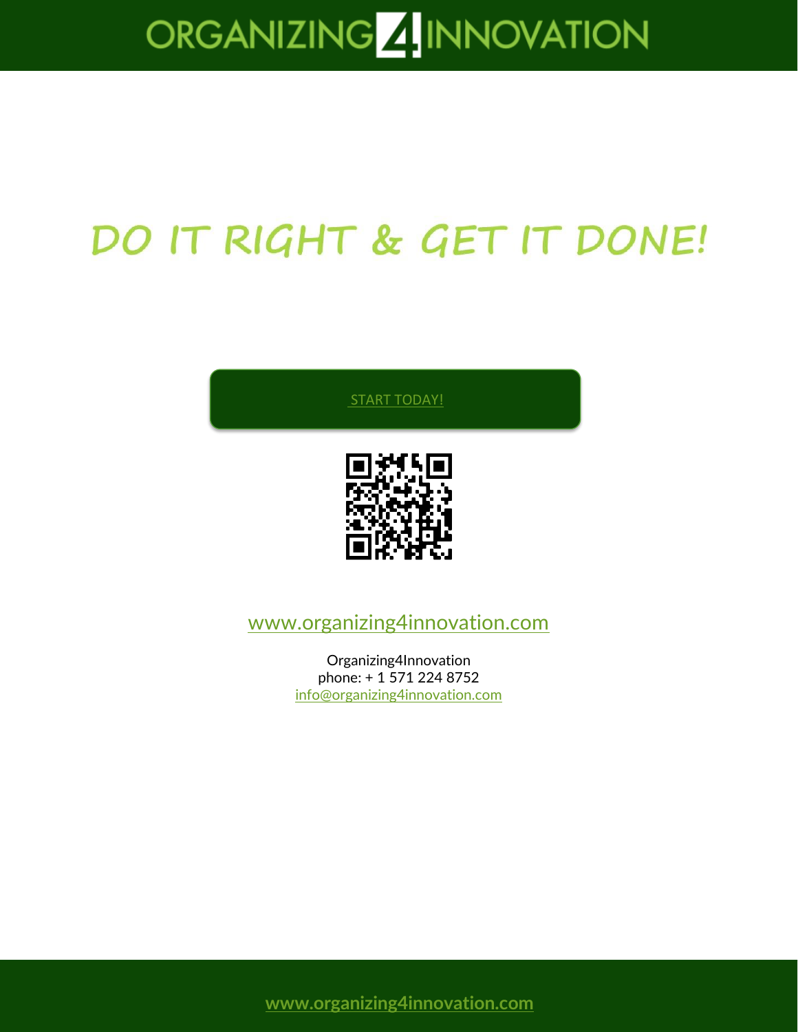# DO IT RIGHT & GET IT DONE!

START TODAY!

www.organizing4innovation.com

Organizing4Innovation
phone: + 1 571 224 8752
info@organizing4innovation.com